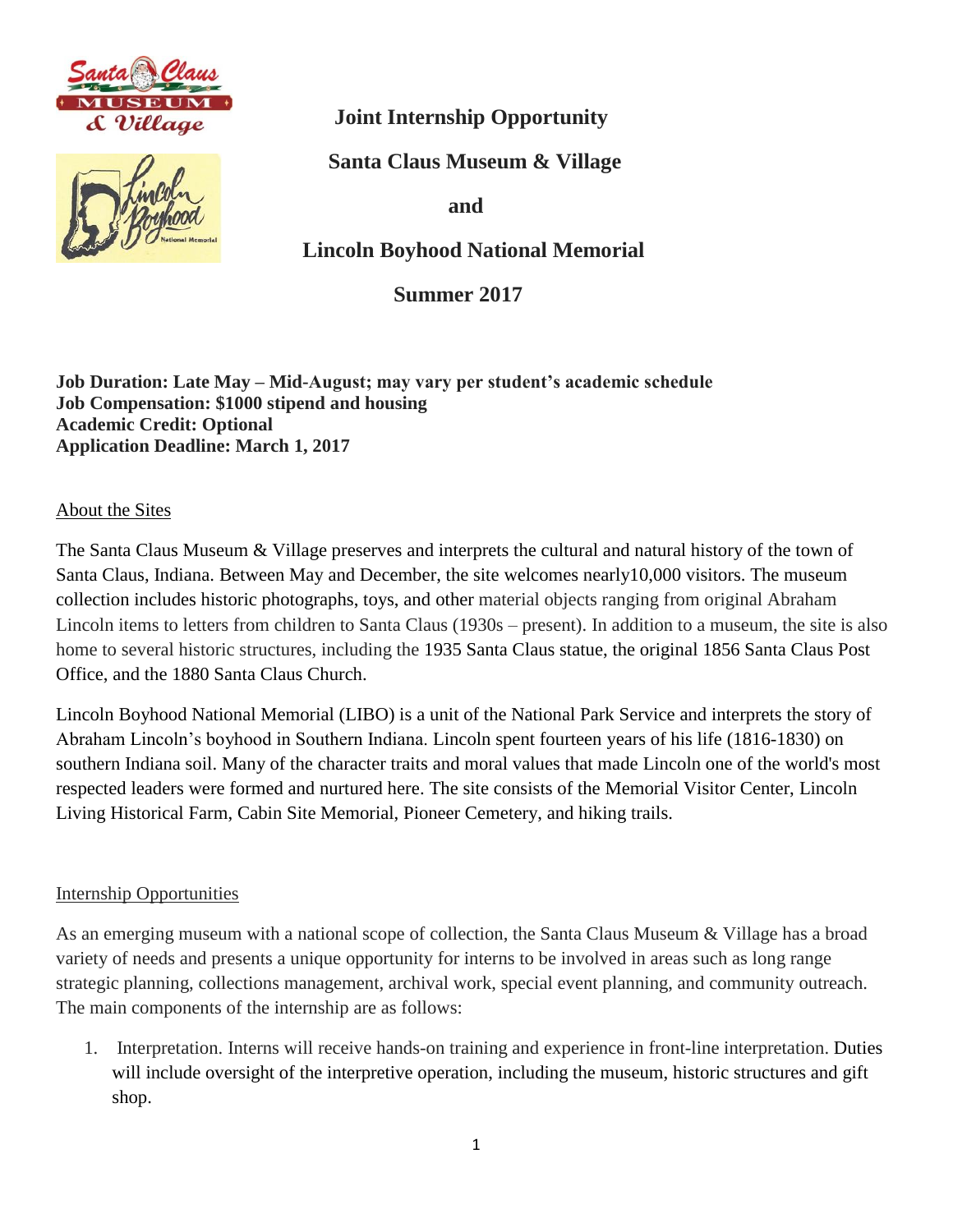# Joint Internship Opportunity

## Santa Claus Museum & Village

## and

## Lincoln Boyhood National Memorial

## Summer 2017

**Job Duration: Late May – Mid-August; may vary per student's academic schedule**
**Job Compensation: $1000 stipend and housing**
**Academic Credit: Optional**
**Application Deadline: March 1, 2017**

<u>About the Sites</u>

The Santa Claus Museum & Village preserves and interprets the cultural and natural history of the town of Santa Claus, Indiana. Between May and December, the site welcomes nearly10,000 visitors. The museum collection includes historic photographs, toys, and other material objects ranging from original Abraham Lincoln items to letters from children to Santa Claus (1930s – present). In addition to a museum, the site is also home to several historic structures, including the 1935 Santa Claus statue, the original 1856 Santa Claus Post Office, and the 1880 Santa Claus Church.

Lincoln Boyhood National Memorial (LIBO) is a unit of the National Park Service and interprets the story of Abraham Lincoln's boyhood in Southern Indiana. Lincoln spent fourteen years of his life (1816-1830) on southern Indiana soil. Many of the character traits and moral values that made Lincoln one of the world's most respected leaders were formed and nurtured here. The site consists of the Memorial Visitor Center, Lincoln Living Historical Farm, Cabin Site Memorial, Pioneer Cemetery, and hiking trails.

<u>Internship Opportunities</u>

As an emerging museum with a national scope of collection, the Santa Claus Museum & Village has a broad variety of needs and presents a unique opportunity for interns to be involved in areas such as long range strategic planning, collections management, archival work, special event planning, and community outreach. The main components of the internship are as follows:

1. Interpretation. Interns will receive hands-on training and experience in front-line interpretation. Duties will include oversight of the interpretive operation, including the museum, historic structures and gift shop.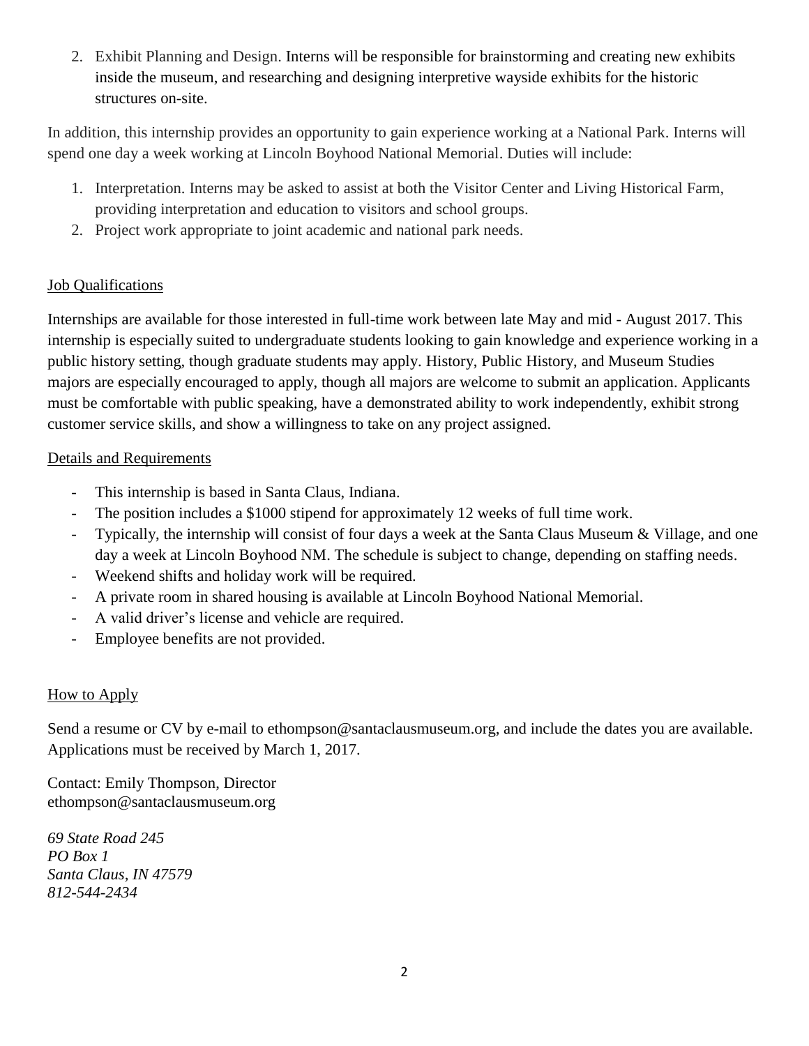2. Exhibit Planning and Design. Interns will be responsible for brainstorming and creating new exhibits inside the museum, and researching and designing interpretive wayside exhibits for the historic structures on-site.

In addition, this internship provides an opportunity to gain experience working at a National Park. Interns will spend one day a week working at Lincoln Boyhood National Memorial. Duties will include:

1. Interpretation. Interns may be asked to assist at both the Visitor Center and Living Historical Farm, providing interpretation and education to visitors and school groups.
2. Project work appropriate to joint academic and national park needs.

## Job Qualifications

Internships are available for those interested in full-time work between late May and mid - August 2017. This internship is especially suited to undergraduate students looking to gain knowledge and experience working in a public history setting, though graduate students may apply. History, Public History, and Museum Studies majors are especially encouraged to apply, though all majors are welcome to submit an application. Applicants must be comfortable with public speaking, have a demonstrated ability to work independently, exhibit strong customer service skills, and show a willingness to take on any project assigned.

## Details and Requirements

- This internship is based in Santa Claus, Indiana.
- The position includes a $1000 stipend for approximately 12 weeks of full time work.
- Typically, the internship will consist of four days a week at the Santa Claus Museum & Village, and one day a week at Lincoln Boyhood NM. The schedule is subject to change, depending on staffing needs.
- Weekend shifts and holiday work will be required.
- A private room in shared housing is available at Lincoln Boyhood National Memorial.
- A valid driver's license and vehicle are required.
- Employee benefits are not provided.

## How to Apply

Send a resume or CV by e-mail to ethompson@santaclausmuseum.org, and include the dates you are available. Applications must be received by March 1, 2017.

Contact: Emily Thompson, Director
ethompson@santaclausmuseum.org

*69 State Road 245*
*PO Box 1*
*Santa Claus, IN 47579*
*812-544-2434*